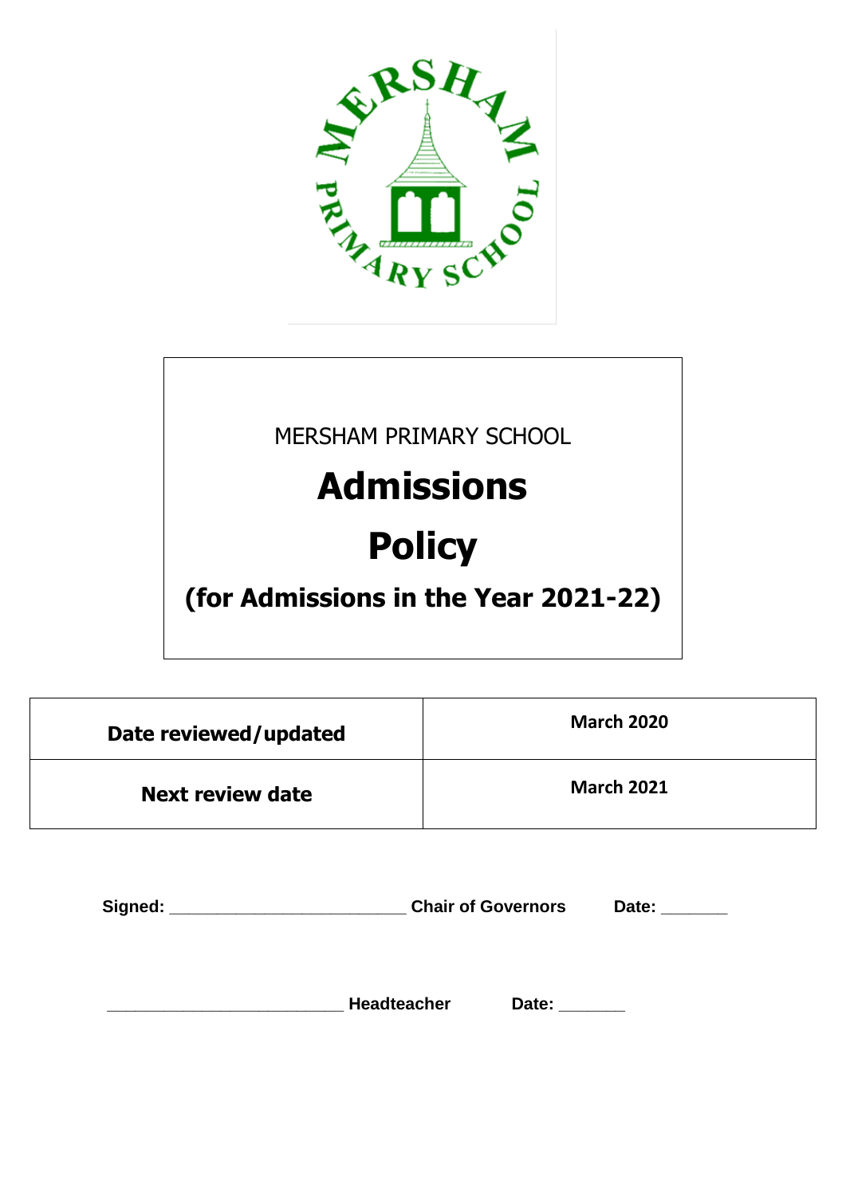MERSHAM PRIMARY SCHOOL

# Admissions Policy

## (for Admissions in the Year 2021-22)

| **Date reviewed/updated** | **March 2020** |
|---|---|
| **Next review date** | **March 2021** |

**Signed:** ________________________ **Chair of Governors** **Date:** _______

________________________ **Headteacher** **Date:** _______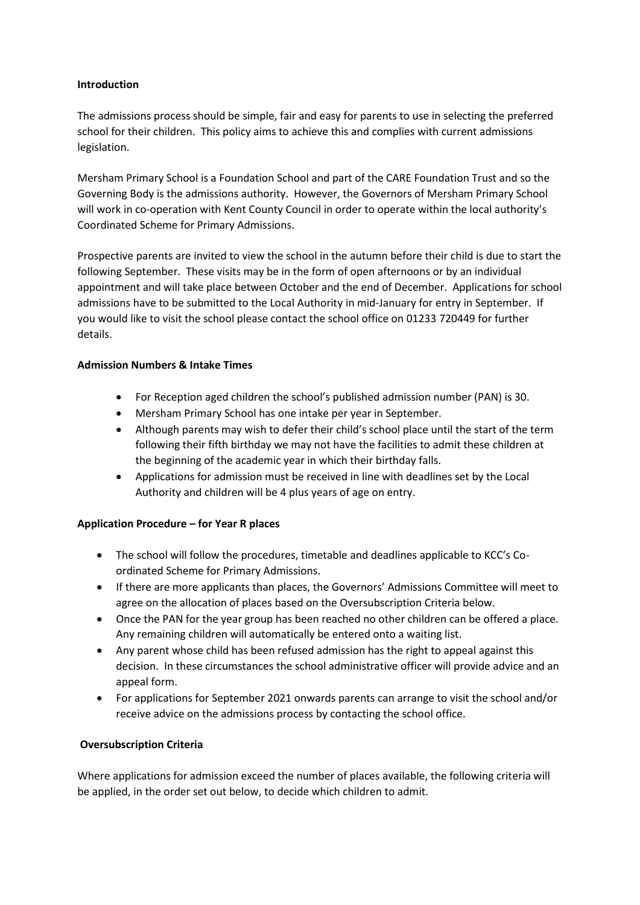**Introduction**

The admissions process should be simple, fair and easy for parents to use in selecting the preferred school for their children. This policy aims to achieve this and complies with current admissions legislation.

Mersham Primary School is a Foundation School and part of the CARE Foundation Trust and so the Governing Body is the admissions authority. However, the Governors of Mersham Primary School will work in co-operation with Kent County Council in order to operate within the local authority's Coordinated Scheme for Primary Admissions.

Prospective parents are invited to view the school in the autumn before their child is due to start the following September. These visits may be in the form of open afternoons or by an individual appointment and will take place between October and the end of December. Applications for school admissions have to be submitted to the Local Authority in mid-January for entry in September. If you would like to visit the school please contact the school office on 01233 720449 for further details.

**Admission Numbers & Intake Times**

- For Reception aged children the school's published admission number (PAN) is 30.
- Mersham Primary School has one intake per year in September.
- Although parents may wish to defer their child's school place until the start of the term following their fifth birthday we may not have the facilities to admit these children at the beginning of the academic year in which their birthday falls.
- Applications for admission must be received in line with deadlines set by the Local Authority and children will be 4 plus years of age on entry.

**Application Procedure – for Year R places**

- The school will follow the procedures, timetable and deadlines applicable to KCC's Co-ordinated Scheme for Primary Admissions.
- If there are more applicants than places, the Governors' Admissions Committee will meet to agree on the allocation of places based on the Oversubscription Criteria below.
- Once the PAN for the year group has been reached no other children can be offered a place. Any remaining children will automatically be entered onto a waiting list.
- Any parent whose child has been refused admission has the right to appeal against this decision. In these circumstances the school administrative officer will provide advice and an appeal form.
- For applications for September 2021 onwards parents can arrange to visit the school and/or receive advice on the admissions process by contacting the school office.

**Oversubscription Criteria**

Where applications for admission exceed the number of places available, the following criteria will be applied, in the order set out below, to decide which children to admit.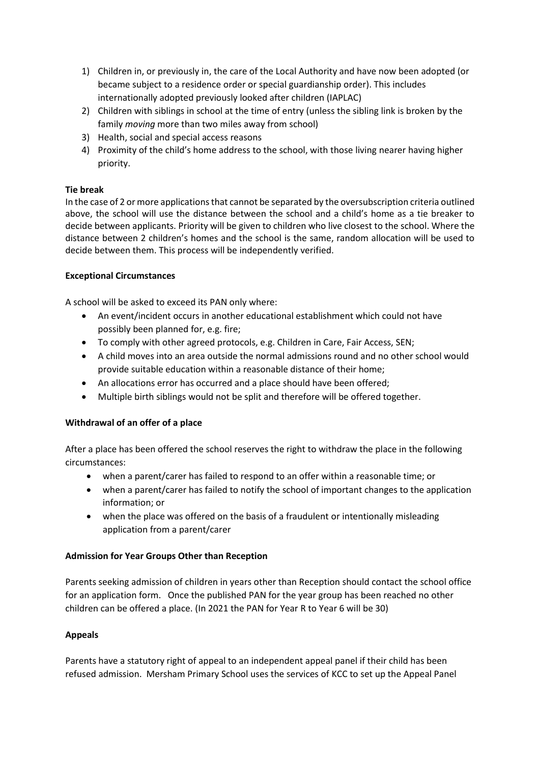1) Children in, or previously in, the care of the Local Authority and have now been adopted (or became subject to a residence order or special guardianship order). This includes internationally adopted previously looked after children (IAPLAC)
2) Children with siblings in school at the time of entry (unless the sibling link is broken by the family *moving* more than two miles away from school)
3) Health, social and special access reasons
4) Proximity of the child's home address to the school, with those living nearer having higher priority.

**Tie break**
In the case of 2 or more applications that cannot be separated by the oversubscription criteria outlined above, the school will use the distance between the school and a child's home as a tie breaker to decide between applicants. Priority will be given to children who live closest to the school. Where the distance between 2 children's homes and the school is the same, random allocation will be used to decide between them. This process will be independently verified.

**Exceptional Circumstances**

A school will be asked to exceed its PAN only where:

- An event/incident occurs in another educational establishment which could not have possibly been planned for, e.g. fire;
- To comply with other agreed protocols, e.g. Children in Care, Fair Access, SEN;
- A child moves into an area outside the normal admissions round and no other school would provide suitable education within a reasonable distance of their home;
- An allocations error has occurred and a place should have been offered;
- Multiple birth siblings would not be split and therefore will be offered together.

**Withdrawal of an offer of a place**

After a place has been offered the school reserves the right to withdraw the place in the following circumstances:

- when a parent/carer has failed to respond to an offer within a reasonable time; or
- when a parent/carer has failed to notify the school of important changes to the application information; or
- when the place was offered on the basis of a fraudulent or intentionally misleading application from a parent/carer

**Admission for Year Groups Other than Reception**

Parents seeking admission of children in years other than Reception should contact the school office for an application form. Once the published PAN for the year group has been reached no other children can be offered a place. (In 2021 the PAN for Year R to Year 6 will be 30)

**Appeals**

Parents have a statutory right of appeal to an independent appeal panel if their child has been refused admission. Mersham Primary School uses the services of KCC to set up the Appeal Panel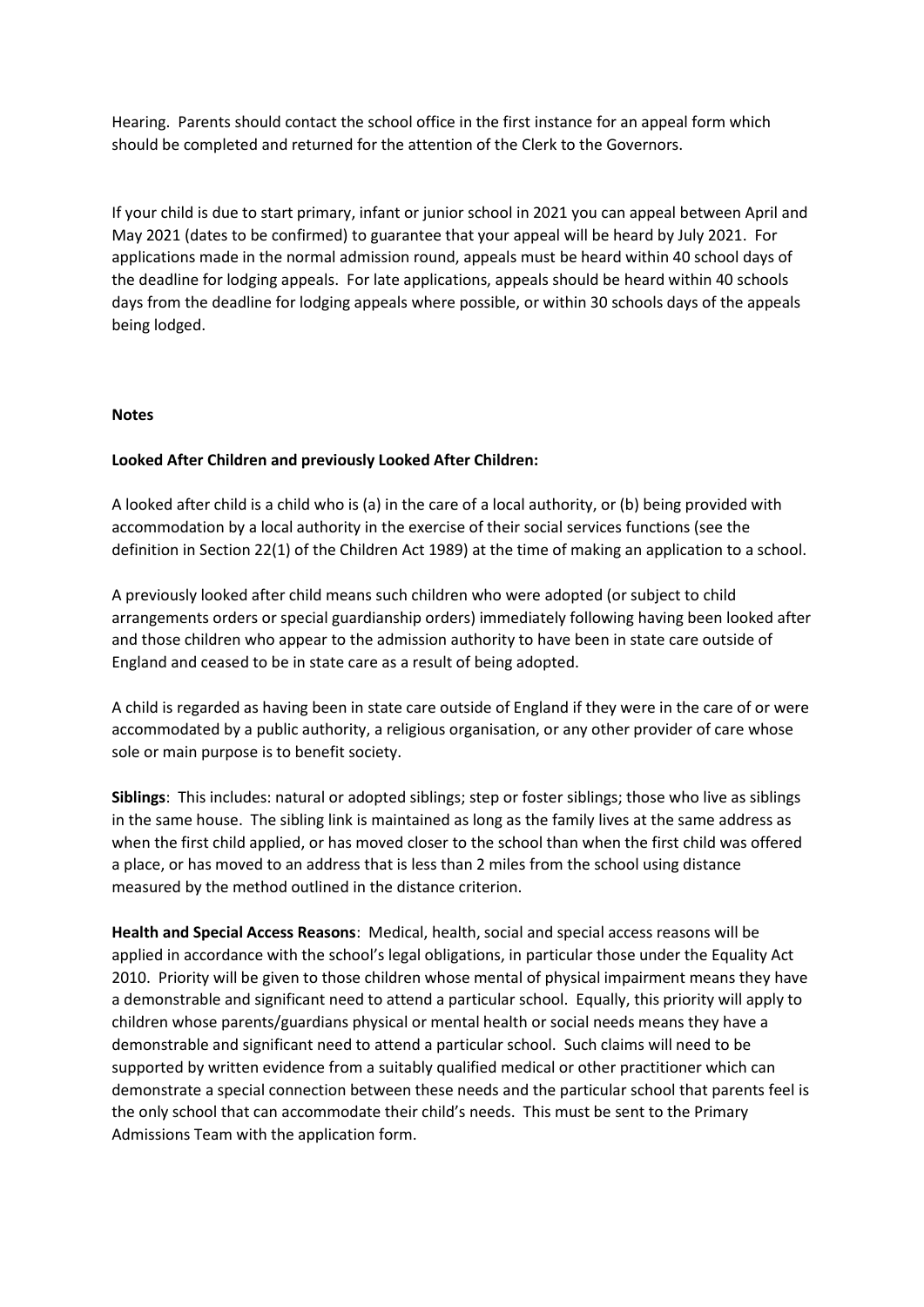Hearing. Parents should contact the school office in the first instance for an appeal form which should be completed and returned for the attention of the Clerk to the Governors.

If your child is due to start primary, infant or junior school in 2021 you can appeal between April and May 2021 (dates to be confirmed) to guarantee that your appeal will be heard by July 2021. For applications made in the normal admission round, appeals must be heard within 40 school days of the deadline for lodging appeals. For late applications, appeals should be heard within 40 schools days from the deadline for lodging appeals where possible, or within 30 schools days of the appeals being lodged.

**Notes**

**Looked After Children and previously Looked After Children:**

A looked after child is a child who is (a) in the care of a local authority, or (b) being provided with accommodation by a local authority in the exercise of their social services functions (see the definition in Section 22(1) of the Children Act 1989) at the time of making an application to a school.

A previously looked after child means such children who were adopted (or subject to child arrangements orders or special guardianship orders) immediately following having been looked after and those children who appear to the admission authority to have been in state care outside of England and ceased to be in state care as a result of being adopted.

A child is regarded as having been in state care outside of England if they were in the care of or were accommodated by a public authority, a religious organisation, or any other provider of care whose sole or main purpose is to benefit society.

**Siblings**: This includes: natural or adopted siblings; step or foster siblings; those who live as siblings in the same house. The sibling link is maintained as long as the family lives at the same address as when the first child applied, or has moved closer to the school than when the first child was offered a place, or has moved to an address that is less than 2 miles from the school using distance measured by the method outlined in the distance criterion.

**Health and Special Access Reasons**: Medical, health, social and special access reasons will be applied in accordance with the school's legal obligations, in particular those under the Equality Act 2010. Priority will be given to those children whose mental of physical impairment means they have a demonstrable and significant need to attend a particular school. Equally, this priority will apply to children whose parents/guardians physical or mental health or social needs means they have a demonstrable and significant need to attend a particular school. Such claims will need to be supported by written evidence from a suitably qualified medical or other practitioner which can demonstrate a special connection between these needs and the particular school that parents feel is the only school that can accommodate their child's needs. This must be sent to the Primary Admissions Team with the application form.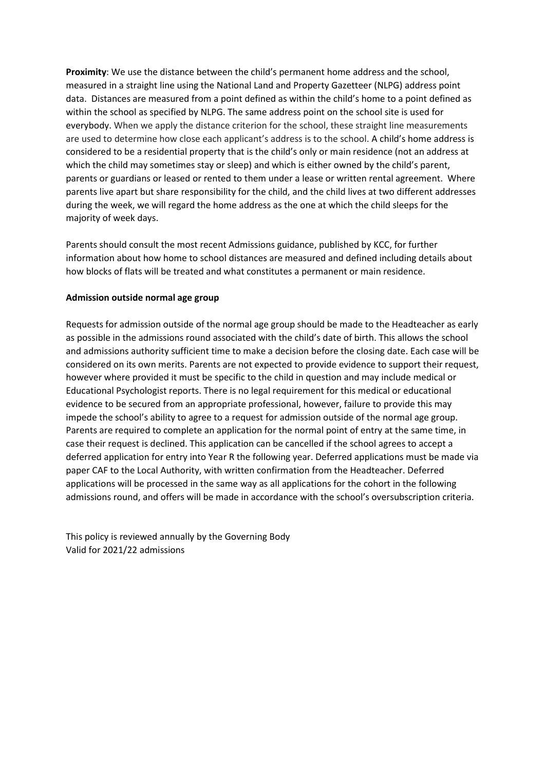**Proximity**: We use the distance between the child's permanent home address and the school, measured in a straight line using the National Land and Property Gazetteer (NLPG) address point data. Distances are measured from a point defined as within the child's home to a point defined as within the school as specified by NLPG. The same address point on the school site is used for everybody. When we apply the distance criterion for the school, these straight line measurements are used to determine how close each applicant's address is to the school. A child's home address is considered to be a residential property that is the child's only or main residence (not an address at which the child may sometimes stay or sleep) and which is either owned by the child's parent, parents or guardians or leased or rented to them under a lease or written rental agreement. Where parents live apart but share responsibility for the child, and the child lives at two different addresses during the week, we will regard the home address as the one at which the child sleeps for the majority of week days.

Parents should consult the most recent Admissions guidance, published by KCC, for further information about how home to school distances are measured and defined including details about how blocks of flats will be treated and what constitutes a permanent or main residence.

**Admission outside normal age group**

Requests for admission outside of the normal age group should be made to the Headteacher as early as possible in the admissions round associated with the child's date of birth. This allows the school and admissions authority sufficient time to make a decision before the closing date. Each case will be considered on its own merits. Parents are not expected to provide evidence to support their request, however where provided it must be specific to the child in question and may include medical or Educational Psychologist reports. There is no legal requirement for this medical or educational evidence to be secured from an appropriate professional, however, failure to provide this may impede the school's ability to agree to a request for admission outside of the normal age group. Parents are required to complete an application for the normal point of entry at the same time, in case their request is declined. This application can be cancelled if the school agrees to accept a deferred application for entry into Year R the following year. Deferred applications must be made via paper CAF to the Local Authority, with written confirmation from the Headteacher. Deferred applications will be processed in the same way as all applications for the cohort in the following admissions round, and offers will be made in accordance with the school's oversubscription criteria.

This policy is reviewed annually by the Governing Body
Valid for 2021/22 admissions